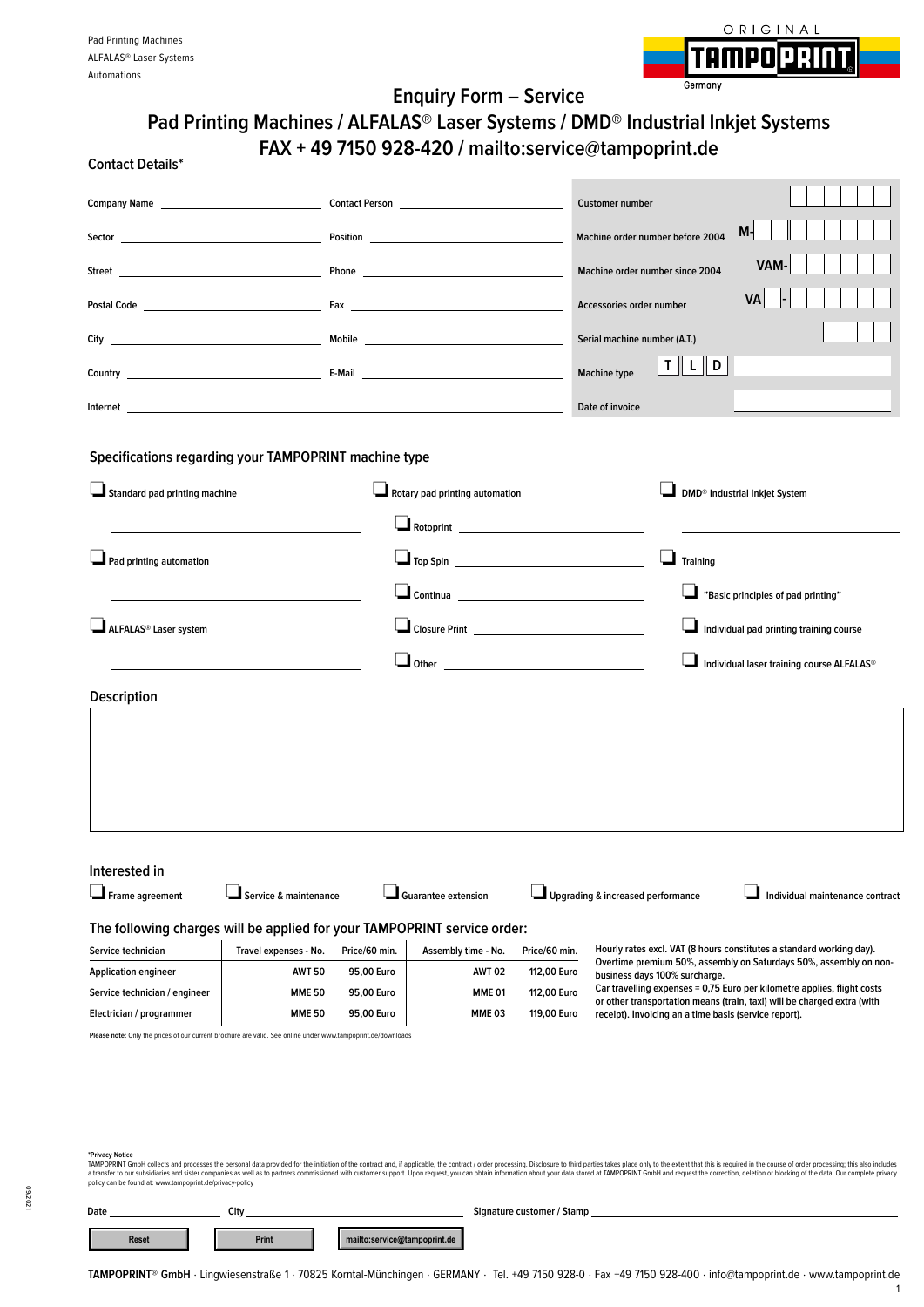Pad Printing Machines
ALFALAS® Laser Systems
Automations

ORIGINAL TAMPOPRINT Germany

# Enquiry Form – Service

## Pad Printing Machines / ALFALAS® Laser Systems / DMD® Industrial Inkjet Systems

## FAX + 49 7150 928-420 / mailto:service@tampoprint.de

### Contact Details*

Company Name ____________________ Contact Person ____________________

Sector ____________________ Position ____________________

Street ____________________ Phone ____________________

Postal Code ____________________ Fax ____________________

City ____________________ Mobile ____________________

Country ____________________ E-Mail ____________________

Internet ____________________

Customer number ____________________

Machine order number before 2004 M- ____________________

Machine order number since 2004 VAM- ____________________

Accessories order number VA - ____________________

Serial machine number (A.T.) ____________________

Machine type T L D ____________________

Date of invoice ____________________

### Specifications regarding your TAMPOPRINT machine type

- ☐ Standard pad printing machine ____________________
- ☐ Pad printing automation ____________________
- ☐ ALFALAS® Laser system ____________________
- ☐ Rotary pad printing automation
  - ☐ Rotoprint ____________________
  - ☐ Top Spin ____________________
  - ☐ Continua ____________________
  - ☐ Closure Print ____________________
  - ☐ Other ____________________
- ☐ DMD® Industrial Inkjet System ____________________
- ☐ Training
  - ☐ "Basic principles of pad printing"
  - ☐ Individual pad printing training course
  - ☐ Individual laser training course ALFALAS®

### Description

____________________

### Interested in

- ☐ Frame agreement
- ☐ Service & maintenance
- ☐ Guarantee extension
- ☐ Upgrading & increased performance
- ☐ Individual maintenance contract

### The following charges will be applied for your TAMPOPRINT service order:

| Service technician | Travel expenses - No. | Price/60 min. | Assembly time - No. | Price/60 min. |
|---|---|---|---|---|
| Application engineer | AWT 50 | 95,00 Euro | AWT 02 | 112,00 Euro |
| Service technician / engineer | MME 50 | 95,00 Euro | MME 01 | 112,00 Euro |
| Electrician / programmer | MME 50 | 95,00 Euro | MME 03 | 119,00 Euro |

Hourly rates excl. VAT (8 hours constitutes a standard working day). Overtime premium 50%, assembly on Saturdays 50%, assembly on non-business days 100% surcharge.
Car travelling expenses = 0,75 Euro per kilometre applies, flight costs or other transportation means (train, taxi) will be charged extra (with receipt). Invoicing an a time basis (service report).

**Please note:** Only the prices of our current brochure are valid. See online under www.tampoprint.de/downloads

**\*Privacy Notice**
TAMPOPRINT GmbH collects and processes the personal data provided for the initiation of the contract and, if applicable, the contract / order processing. Disclosure to third parties takes place only to the extent that this is required in the course of order processing; this also includes a transfer to our subsidiaries and sister companies as well as to partners commissioned with customer support. Upon request, you can obtain information about your data stored at TAMPOPRINT GmbH and request the correction, deletion or blocking of the data. Our complete privacy policy can be found at: www.tampoprint.de/privacy-policy

Date ____________ City ____________________ Signature customer / Stamp ____________________

Reset | Print | mailto:service@tampoprint.de

**TAMPOPRINT**® **GmbH** · Lingwiesenstraße 1 · 70825 Korntal-Münchingen · GERMANY · Tel. +49 7150 928-0 · Fax +49 7150 928-400 · info@tampoprint.de · www.tampoprint.de

092021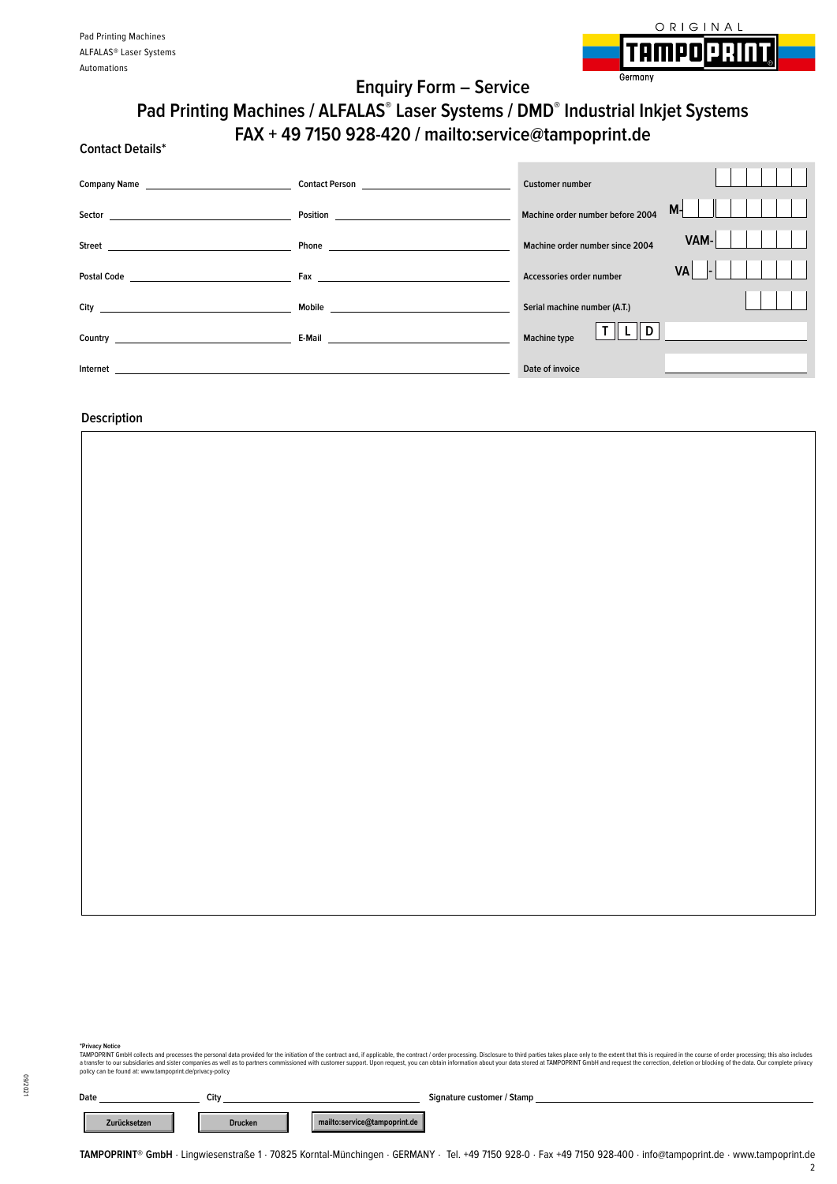Pad Printing Machines
ALFALAS® Laser Systems
Automations

ORIGINAL TAMPOPRINT Germany

# Enquiry Form – Service

## Pad Printing Machines / ALFALAS® Laser Systems / DMD® Industrial Inkjet Systems

## FAX + 49 7150 928-420 / mailto:service@tampoprint.de

### Contact Details*

| | | |
|---|---|---|
| Company Name ______ | Contact Person ______ | Customer number |
| Sector ______ | Position ______ | Machine order number before 2004 M- |
| Street ______ | Phone ______ | Machine order number since 2004 VAM- |
| Postal Code ______ | Fax ______ | Accessories order number VA - |
| City ______ | Mobile ______ | Serial machine number (A.T.) |
| Country ______ | E-Mail ______ | Machine type T L D |
| Internet ______ | | Date of invoice |

### Description

*Privacy Notice
TAMPOPRINT GmbH collects and processes the personal data provided for the initiation of the contract and, if applicable, the contract / order processing. Disclosure to third parties takes place only to the extent that this is required in the course of order processing; this also includes a transfer to our subsidiaries and sister companies as well as to partners commissioned with customer support. Upon request, you can obtain information about your data stored at TAMPOPRINT GmbH and request the correction, deletion or blocking of the data. Our complete privacy policy can be found at: www.tampoprint.de/privacy-policy

092021

Date ______ City ______ Signature customer / Stamp ______

Zurücksetzen | Drucken | mailto:service@tampoprint.de

**TAMPOPRINT® GmbH** · Lingwiesenstraße 1 · 70825 Korntal-Münchingen · GERMANY · Tel. +49 7150 928-0 · Fax +49 7150 928-400 · info@tampoprint.de · www.tampoprint.de